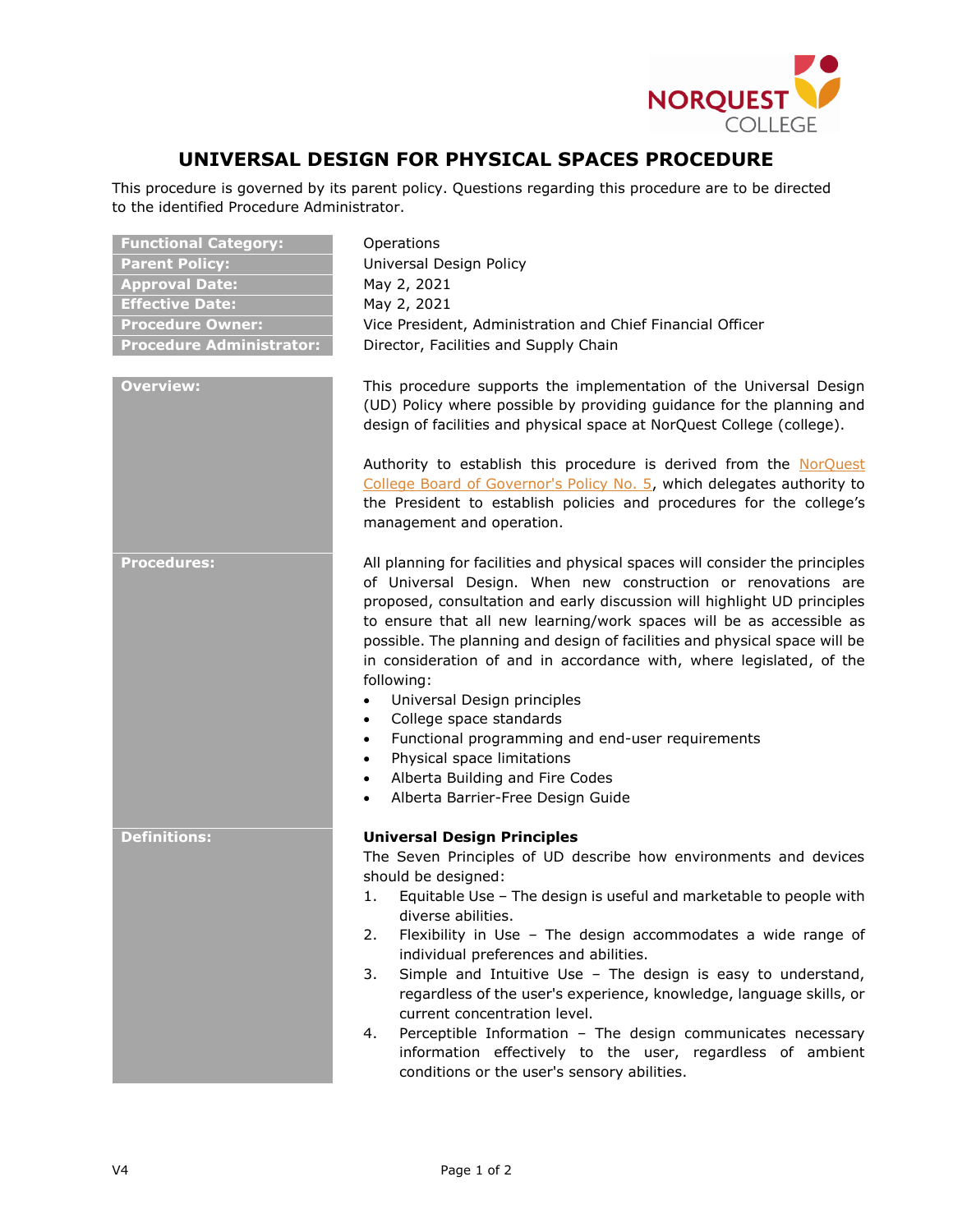# UNIVERSAL DESIGN FOR PHYSICAL SPACES PROCEDURE

This procedure is governed by its parent policy. Questions regarding this procedure are to be directed to the identified Procedure Administrator.

| | |
|---|---|
| **Functional Category:** | Operations |
| **Parent Policy:** | Universal Design Policy |
| **Approval Date:** | May 2, 2021 |
| **Effective Date:** | May 2, 2021 |
| **Procedure Owner:** | Vice President, Administration and Chief Financial Officer |
| **Procedure Administrator:** | Director, Facilities and Supply Chain |

## Overview:

This procedure supports the implementation of the Universal Design (UD) Policy where possible by providing guidance for the planning and design of facilities and physical space at NorQuest College (college).

Authority to establish this procedure is derived from the NorQuest College Board of Governor's Policy No. 5, which delegates authority to the President to establish policies and procedures for the college's management and operation.

## Procedures:

All planning for facilities and physical spaces will consider the principles of Universal Design. When new construction or renovations are proposed, consultation and early discussion will highlight UD principles to ensure that all new learning/work spaces will be as accessible as possible. The planning and design of facilities and physical space will be in consideration of and in accordance with, where legislated, of the following:

- Universal Design principles
- College space standards
- Functional programming and end-user requirements
- Physical space limitations
- Alberta Building and Fire Codes
- Alberta Barrier-Free Design Guide

## Definitions:

**Universal Design Principles**

The Seven Principles of UD describe how environments and devices should be designed:

1. Equitable Use – The design is useful and marketable to people with diverse abilities.
2. Flexibility in Use – The design accommodates a wide range of individual preferences and abilities.
3. Simple and Intuitive Use – The design is easy to understand, regardless of the user's experience, knowledge, language skills, or current concentration level.
4. Perceptible Information – The design communicates necessary information effectively to the user, regardless of ambient conditions or the user's sensory abilities.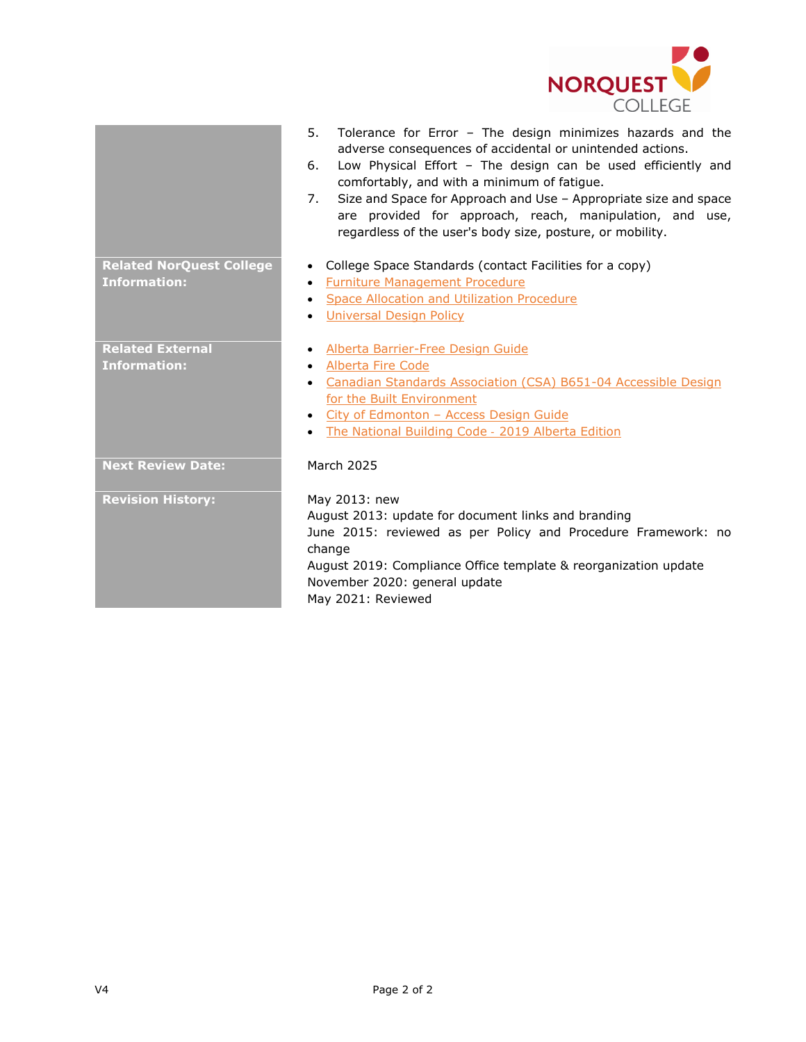| | |
|---|---|
| | 5. Tolerance for Error – The design minimizes hazards and the adverse consequences of accidental or unintended actions.<br>6. Low Physical Effort – The design can be used efficiently and comfortably, and with a minimum of fatigue.<br>7. Size and Space for Approach and Use – Appropriate size and space are provided for approach, reach, manipulation, and use, regardless of the user's body size, posture, or mobility. |
| **Related NorQuest College Information:** | • College Space Standards (contact Facilities for a copy)<br>• Furniture Management Procedure<br>• Space Allocation and Utilization Procedure<br>• Universal Design Policy |
| **Related External Information:** | • Alberta Barrier-Free Design Guide<br>• Alberta Fire Code<br>• Canadian Standards Association (CSA) B651-04 Accessible Design for the Built Environment<br>• City of Edmonton – Access Design Guide<br>• The National Building Code - 2019 Alberta Edition |
| **Next Review Date:** | March 2025 |
| **Revision History:** | May 2013: new<br>August 2013: update for document links and branding<br>June 2015: reviewed as per Policy and Procedure Framework: no change<br>August 2019: Compliance Office template & reorganization update<br>November 2020: general update<br>May 2021: Reviewed |